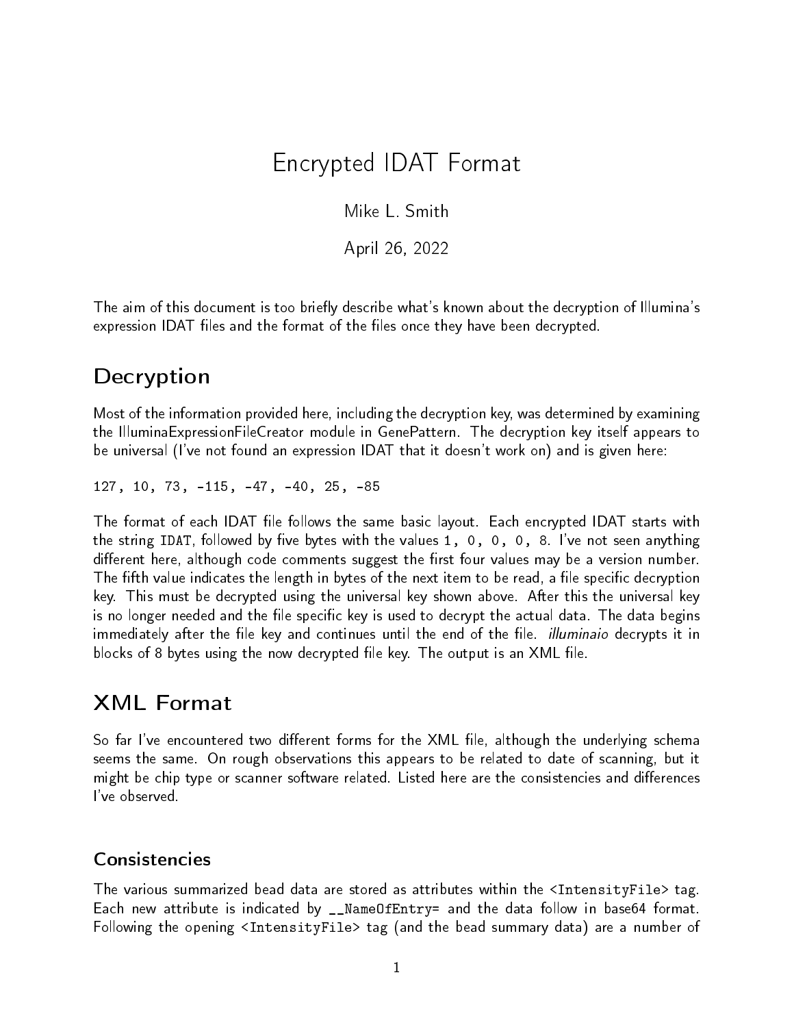# Encrypted IDAT Format

Mike L. Smith

April 26, 2022

The aim of this document is too briefly describe what's known about the decryption of Illumina's expression IDAT files and the format of the files once they have been decrypted.

## Decryption

Most of the information provided here, including the decryption key, was determined by examining the IlluminaExpressionFileCreator module in GenePattern. The decryption key itself appears to be universal (I've not found an expression IDAT that it doesn't work on) and is given here:

```
127, 10, 73, -115, -47, -40, 25, -85
```

The format of each IDAT file follows the same basic layout. Each encrypted IDAT starts with the string `IDAT`, followed by five bytes with the values `1, 0, 0, 0, 8`. I've not seen anything different here, although code comments suggest the first four values may be a version number. The fifth value indicates the length in bytes of the next item to be read, a file specific decryption key. This must be decrypted using the universal key shown above. After this the universal key is no longer needed and the file specific key is used to decrypt the actual data. The data begins immediately after the file key and continues until the end of the file. *illuminaio* decrypts it in blocks of 8 bytes using the now decrypted file key. The output is an XML file.

## XML Format

So far I've encountered two different forms for the XML file, although the underlying schema seems the same. On rough observations this appears to be related to date of scanning, but it might be chip type or scanner software related. Listed here are the consistencies and differences I've observed.

### Consistencies

The various summarized bead data are stored as attributes within the `<IntensityFile>` tag. Each new attribute is indicated by `__NameOfEntry=` and the data follow in base64 format. Following the opening `<IntensityFile>` tag (and the bead summary data) are a number of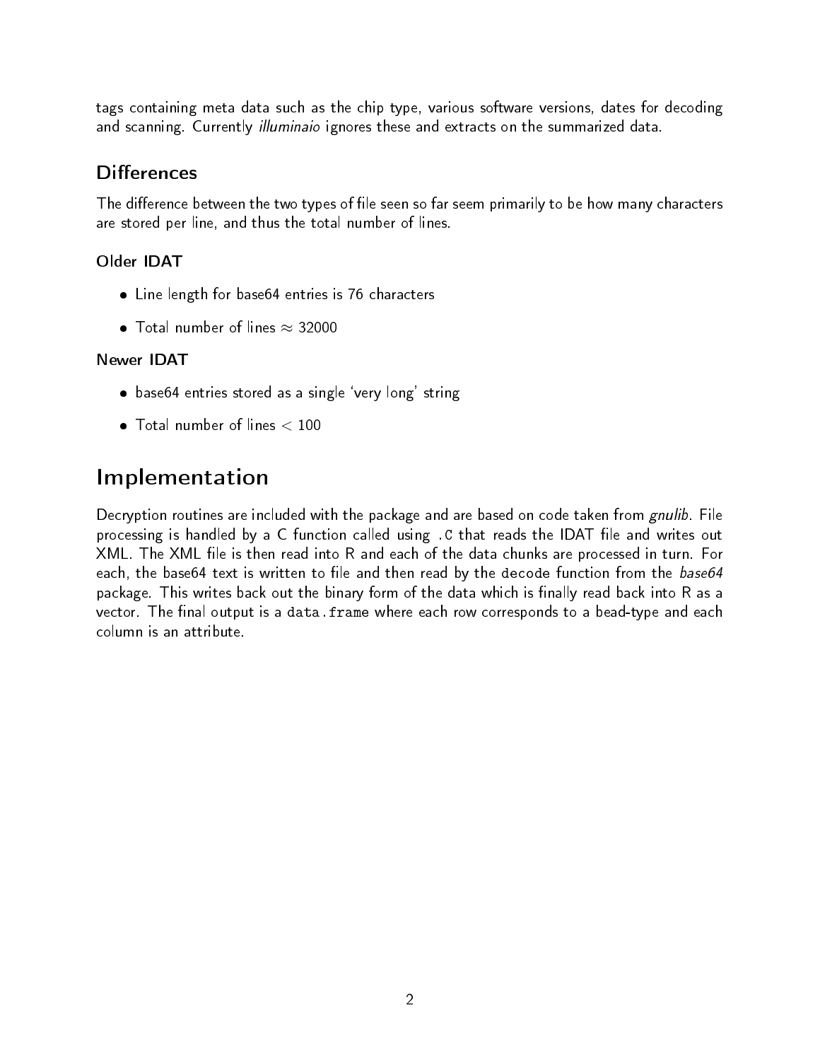tags containing meta data such as the chip type, various software versions, dates for decoding and scanning. Currently *illuminaio* ignores these and extracts on the summarized data.

## Differences

The difference between the two types of file seen so far seem primarily to be how many characters are stored per line, and thus the total number of lines.

### Older IDAT

- Line length for base64 entries is 76 characters
- Total number of lines $\approx 32000$

### Newer IDAT

- base64 entries stored as a single 'very long' string
- Total number of lines $< 100$

# Implementation

Decryption routines are included with the package and are based on code taken from *gnulib*. File processing is handled by a C function called using `.C` that reads the IDAT file and writes out XML. The XML file is then read into R and each of the data chunks are processed in turn. For each, the base64 text is written to file and then read by the `decode` function from the *base64* package. This writes back out the binary form of the data which is finally read back into R as a vector. The final output is a `data.frame` where each row corresponds to a bead-type and each column is an attribute.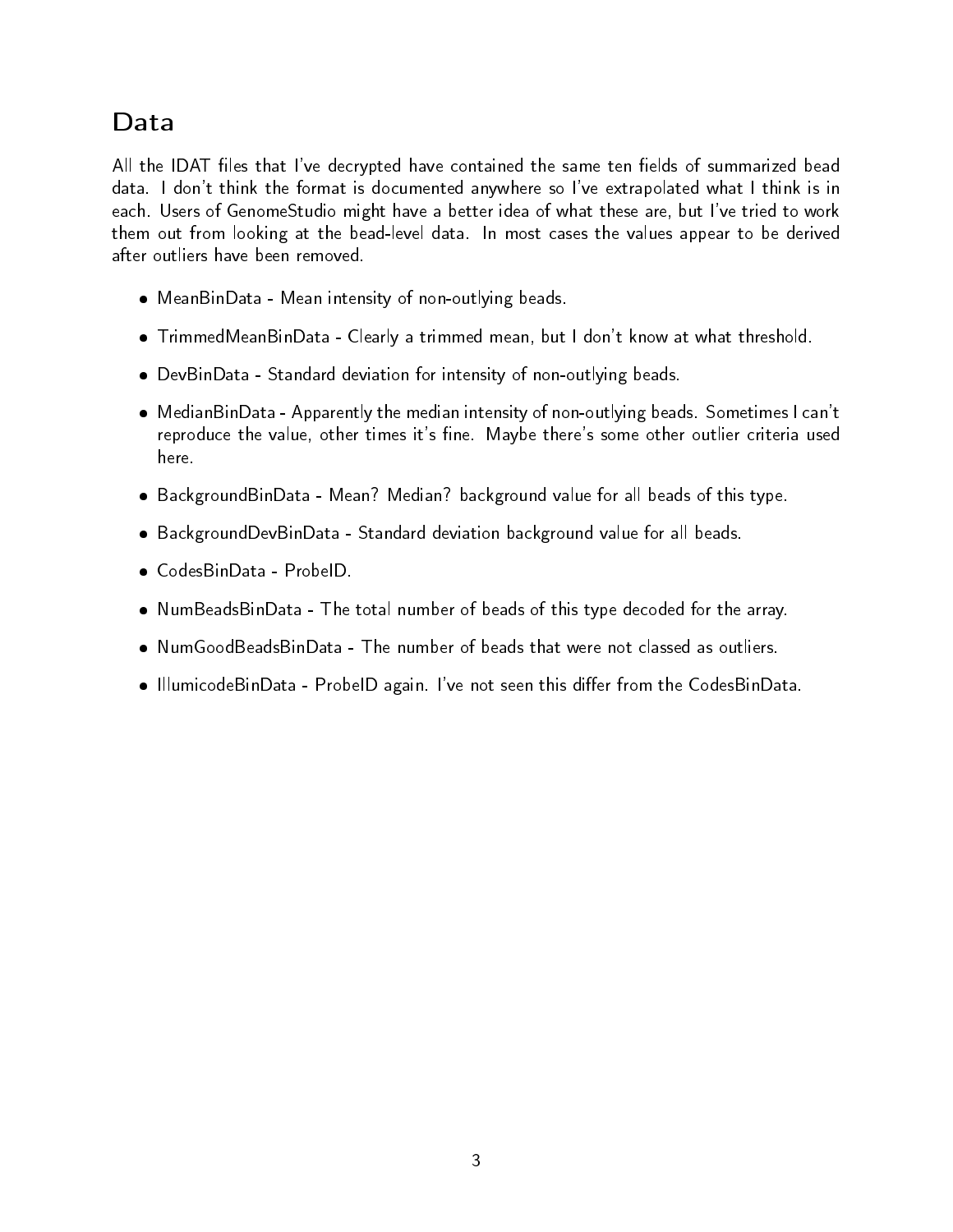## Data

All the IDAT files that I've decrypted have contained the same ten fields of summarized bead data. I don't think the format is documented anywhere so I've extrapolated what I think is in each. Users of GenomeStudio might have a better idea of what these are, but I've tried to work them out from looking at the bead-level data. In most cases the values appear to be derived after outliers have been removed.

- MeanBinData - Mean intensity of non-outlying beads.
- TrimmedMeanBinData - Clearly a trimmed mean, but I don't know at what threshold.
- DevBinData - Standard deviation for intensity of non-outlying beads.
- MedianBinData - Apparently the median intensity of non-outlying beads. Sometimes I can't reproduce the value, other times it's fine. Maybe there's some other outlier criteria used here.
- BackgroundBinData - Mean? Median? background value for all beads of this type.
- BackgroundDevBinData - Standard deviation background value for all beads.
- CodesBinData - ProbeID.
- NumBeadsBinData - The total number of beads of this type decoded for the array.
- NumGoodBeadsBinData - The number of beads that were not classed as outliers.
- IllumicodeBinData - ProbeID again. I've not seen this differ from the CodesBinData.